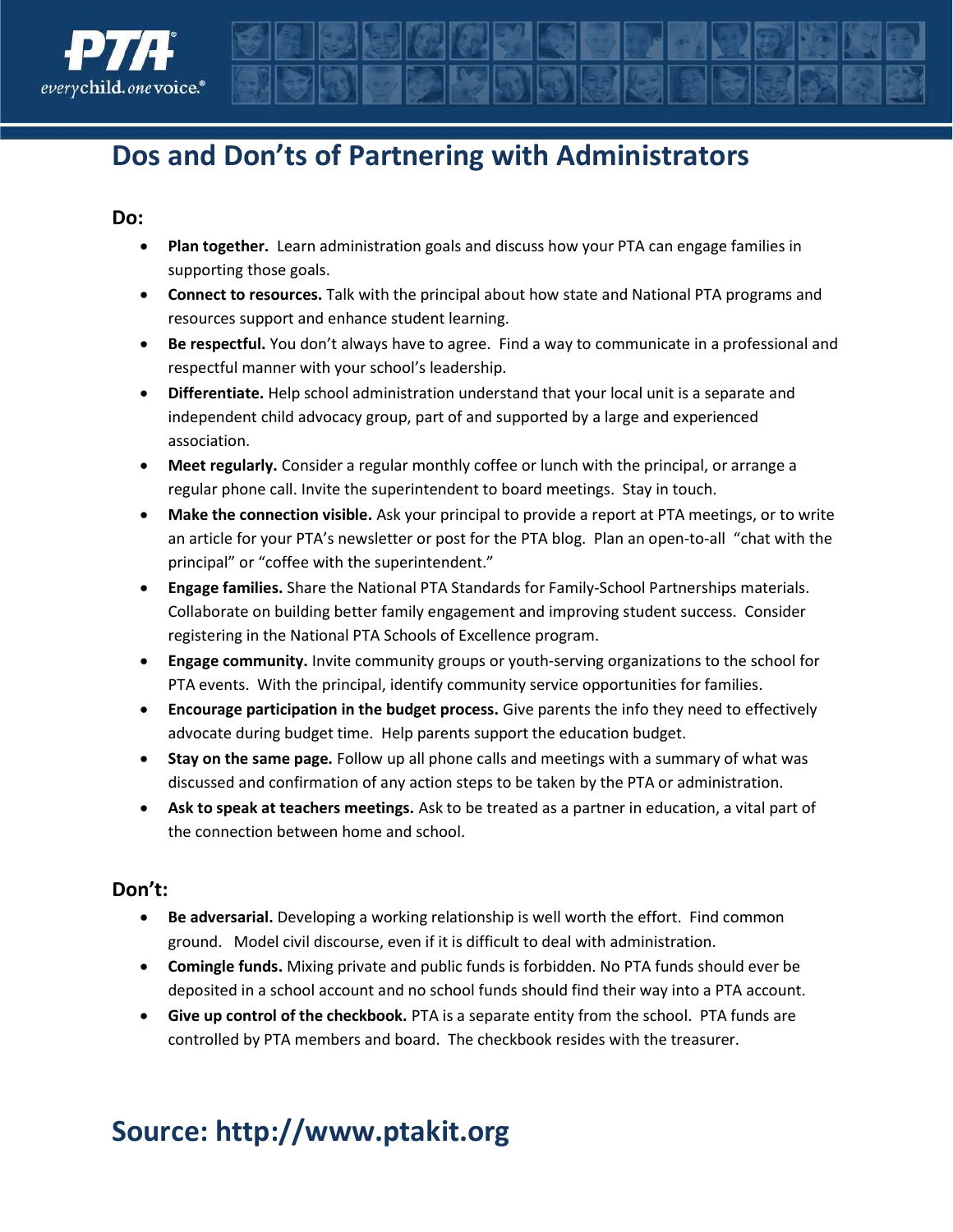# Dos and Don'ts of Partnering with Administrators

**Do:**

- **Plan together.** Learn administration goals and discuss how your PTA can engage families in supporting those goals.
- **Connect to resources.** Talk with the principal about how state and National PTA programs and resources support and enhance student learning.
- **Be respectful.** You don't always have to agree. Find a way to communicate in a professional and respectful manner with your school's leadership.
- **Differentiate.** Help school administration understand that your local unit is a separate and independent child advocacy group, part of and supported by a large and experienced association.
- **Meet regularly.** Consider a regular monthly coffee or lunch with the principal, or arrange a regular phone call. Invite the superintendent to board meetings. Stay in touch.
- **Make the connection visible.** Ask your principal to provide a report at PTA meetings, or to write an article for your PTA's newsletter or post for the PTA blog. Plan an open-to-all "chat with the principal" or "coffee with the superintendent."
- **Engage families.** Share the National PTA Standards for Family-School Partnerships materials. Collaborate on building better family engagement and improving student success. Consider registering in the National PTA Schools of Excellence program.
- **Engage community.** Invite community groups or youth-serving organizations to the school for PTA events. With the principal, identify community service opportunities for families.
- **Encourage participation in the budget process.** Give parents the info they need to effectively advocate during budget time. Help parents support the education budget.
- **Stay on the same page.** Follow up all phone calls and meetings with a summary of what was discussed and confirmation of any action steps to be taken by the PTA or administration.
- **Ask to speak at teachers meetings.** Ask to be treated as a partner in education, a vital part of the connection between home and school.

**Don't:**

- **Be adversarial.** Developing a working relationship is well worth the effort. Find common ground. Model civil discourse, even if it is difficult to deal with administration.
- **Comingle funds.** Mixing private and public funds is forbidden. No PTA funds should ever be deposited in a school account and no school funds should find their way into a PTA account.
- **Give up control of the checkbook.** PTA is a separate entity from the school. PTA funds are controlled by PTA members and board. The checkbook resides with the treasurer.

## Source: http://www.ptakit.org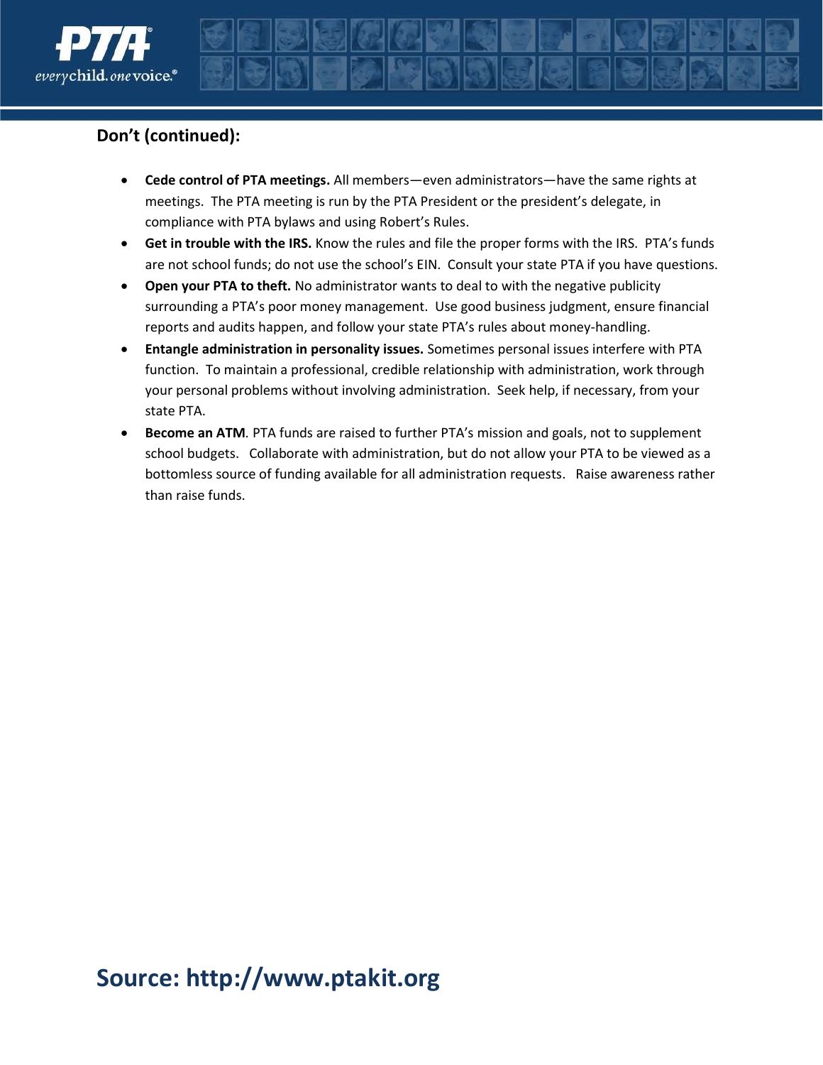## Don't (continued):

- **Cede control of PTA meetings.** All members—even administrators—have the same rights at meetings. The PTA meeting is run by the PTA President or the president's delegate, in compliance with PTA bylaws and using Robert's Rules.
- **Get in trouble with the IRS.** Know the rules and file the proper forms with the IRS. PTA's funds are not school funds; do not use the school's EIN. Consult your state PTA if you have questions.
- **Open your PTA to theft.** No administrator wants to deal to with the negative publicity surrounding a PTA's poor money management. Use good business judgment, ensure financial reports and audits happen, and follow your state PTA's rules about money-handling.
- **Entangle administration in personality issues.** Sometimes personal issues interfere with PTA function. To maintain a professional, credible relationship with administration, work through your personal problems without involving administration. Seek help, if necessary, from your state PTA.
- **Become an ATM**. PTA funds are raised to further PTA's mission and goals, not to supplement school budgets. Collaborate with administration, but do not allow your PTA to be viewed as a bottomless source of funding available for all administration requests. Raise awareness rather than raise funds.

## Source: http://www.ptakit.org